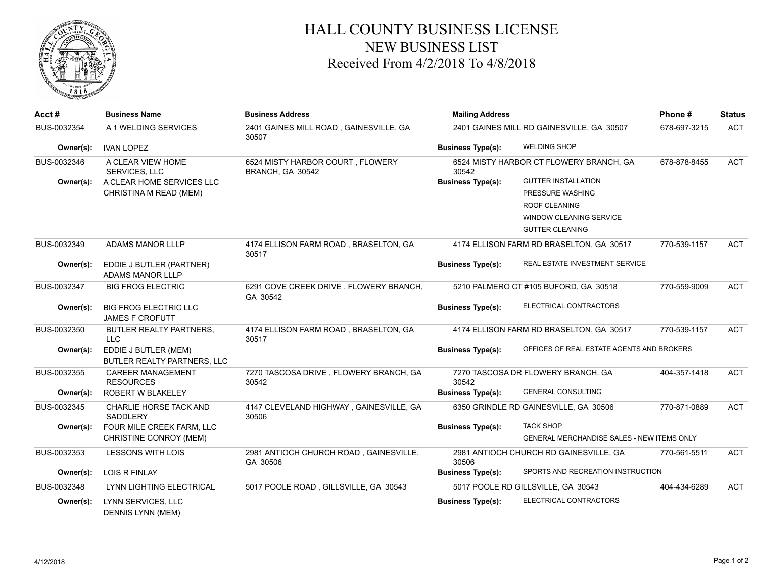# HALL COUNTY BUSINESS LICENSE
## NEW BUSINESS LIST
### Received From 4/2/2018 To 4/8/2018

| Acct # | Business Name | Business Address | Mailing Address | Phone # | Status |
|---|---|---|---|---|---|
| BUS-0032354 | A 1 WELDING SERVICES | 2401 GAINES MILL ROAD , GAINESVILLE, GA 30507 | 2401 GAINES MILL RD GAINESVILLE, GA 30507 | 678-697-3215 | ACT |
| **Owner(s):** | IVAN LOPEZ | | **Business Type(s):** WELDING SHOP | | |
| BUS-0032346 | A CLEAR VIEW HOME SERVICES, LLC | 6524 MISTY HARBOR COURT , FLOWERY BRANCH, GA 30542 | 6524 MISTY HARBOR CT FLOWERY BRANCH, GA 30542 | 678-878-8455 | ACT |
| **Owner(s):** | A CLEAR HOME SERVICES LLC<br>CHRISTINA M READ (MEM) | | **Business Type(s):** GUTTER INSTALLATION<br>PRESSURE WASHING<br>ROOF CLEANING<br>WINDOW CLEANING SERVICE<br>GUTTER CLEANING | | |
| BUS-0032349 | ADAMS MANOR LLLP | 4174 ELLISON FARM ROAD , BRASELTON, GA 30517 | 4174 ELLISON FARM RD BRASELTON, GA 30517 | 770-539-1157 | ACT |
| **Owner(s):** | EDDIE J BUTLER (PARTNER)<br>ADAMS MANOR LLLP | | **Business Type(s):** REAL ESTATE INVESTMENT SERVICE | | |
| BUS-0032347 | BIG FROG ELECTRIC | 6291 COVE CREEK DRIVE , FLOWERY BRANCH, GA 30542 | 5210 PALMERO CT #105 BUFORD, GA 30518 | 770-559-9009 | ACT |
| **Owner(s):** | BIG FROG ELECTRIC LLC<br>JAMES F CROFUTT | | **Business Type(s):** ELECTRICAL CONTRACTORS | | |
| BUS-0032350 | BUTLER REALTY PARTNERS, LLC | 4174 ELLISON FARM ROAD , BRASELTON, GA 30517 | 4174 ELLISON FARM RD BRASELTON, GA 30517 | 770-539-1157 | ACT |
| **Owner(s):** | EDDIE J BUTLER (MEM)<br>BUTLER REALTY PARTNERS, LLC | | **Business Type(s):** OFFICES OF REAL ESTATE AGENTS AND BROKERS | | |
| BUS-0032355 | CAREER MANAGEMENT RESOURCES | 7270 TASCOSA DRIVE , FLOWERY BRANCH, GA 30542 | 7270 TASCOSA DR FLOWERY BRANCH, GA 30542 | 404-357-1418 | ACT |
| **Owner(s):** | ROBERT W BLAKELEY | | **Business Type(s):** GENERAL CONSULTING | | |
| BUS-0032345 | CHARLIE HORSE TACK AND SADDLERY | 4147 CLEVELAND HIGHWAY , GAINESVILLE, GA 30506 | 6350 GRINDLE RD GAINESVILLE, GA 30506 | 770-871-0889 | ACT |
| **Owner(s):** | FOUR MILE CREEK FARM, LLC<br>CHRISTINE CONROY (MEM) | | **Business Type(s):** TACK SHOP<br>GENERAL MERCHANDISE SALES - NEW ITEMS ONLY | | |
| BUS-0032353 | LESSONS WITH LOIS | 2981 ANTIOCH CHURCH ROAD , GAINESVILLE, GA 30506 | 2981 ANTIOCH CHURCH RD GAINESVILLE, GA 30506 | 770-561-5511 | ACT |
| **Owner(s):** | LOIS R FINLAY | | **Business Type(s):** SPORTS AND RECREATION INSTRUCTION | | |
| BUS-0032348 | LYNN LIGHTING ELECTRICAL | 5017 POOLE ROAD , GILLSVILLE, GA 30543 | 5017 POOLE RD GILLSVILLE, GA 30543 | 404-434-6289 | ACT |
| **Owner(s):** | LYNN SERVICES, LLC<br>DENNIS LYNN (MEM) | | **Business Type(s):** ELECTRICAL CONTRACTORS | | |

4/12/2018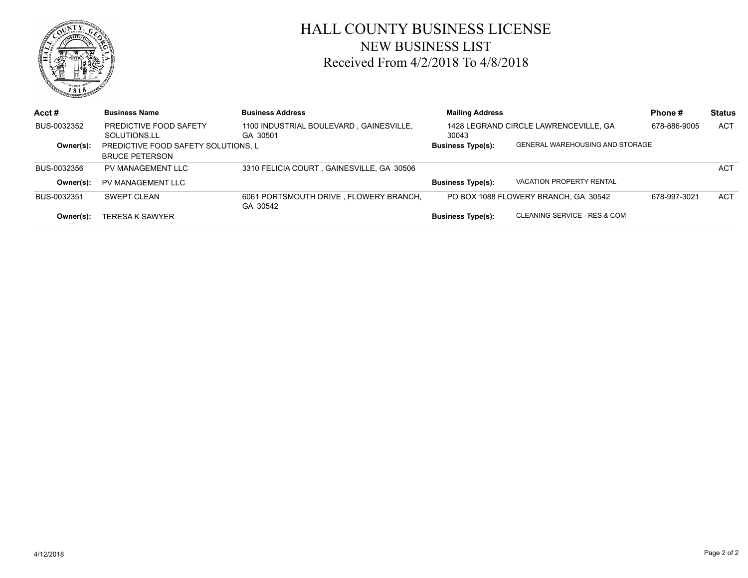# HALL COUNTY BUSINESS LICENSE

## NEW BUSINESS LIST

## Received From 4/2/2018 To 4/8/2018

| Acct # | Business Name | Business Address | Mailing Address | | Phone # | Status |
|---|---|---|---|---|---|---|
| BUS-0032352 | PREDICTIVE FOOD SAFETY SOLUTIONS,LL | 1100 INDUSTRIAL BOULEVARD , GAINESVILLE, GA 30501 | 1428 LEGRAND CIRCLE LAWRENCEVILLE, GA 30043 | | 678-886-9005 | ACT |
| **Owner(s):** | PREDICTIVE FOOD SAFETY SOLUTIONS, L<br>BRUCE PETERSON | | **Business Type(s):** | GENERAL WAREHOUSING AND STORAGE | | |
| BUS-0032356 | PV MANAGEMENT LLC | 3310 FELICIA COURT , GAINESVILLE, GA 30506 | | | | ACT |
| **Owner(s):** | PV MANAGEMENT LLC | | **Business Type(s):** | VACATION PROPERTY RENTAL | | |
| BUS-0032351 | SWEPT CLEAN | 6061 PORTSMOUTH DRIVE , FLOWERY BRANCH, GA 30542 | PO BOX 1088 FLOWERY BRANCH, GA 30542 | | 678-997-3021 | ACT |
| **Owner(s):** | TERESA K SAWYER | | **Business Type(s):** | CLEANING SERVICE - RES & COM | | |

4/12/2018